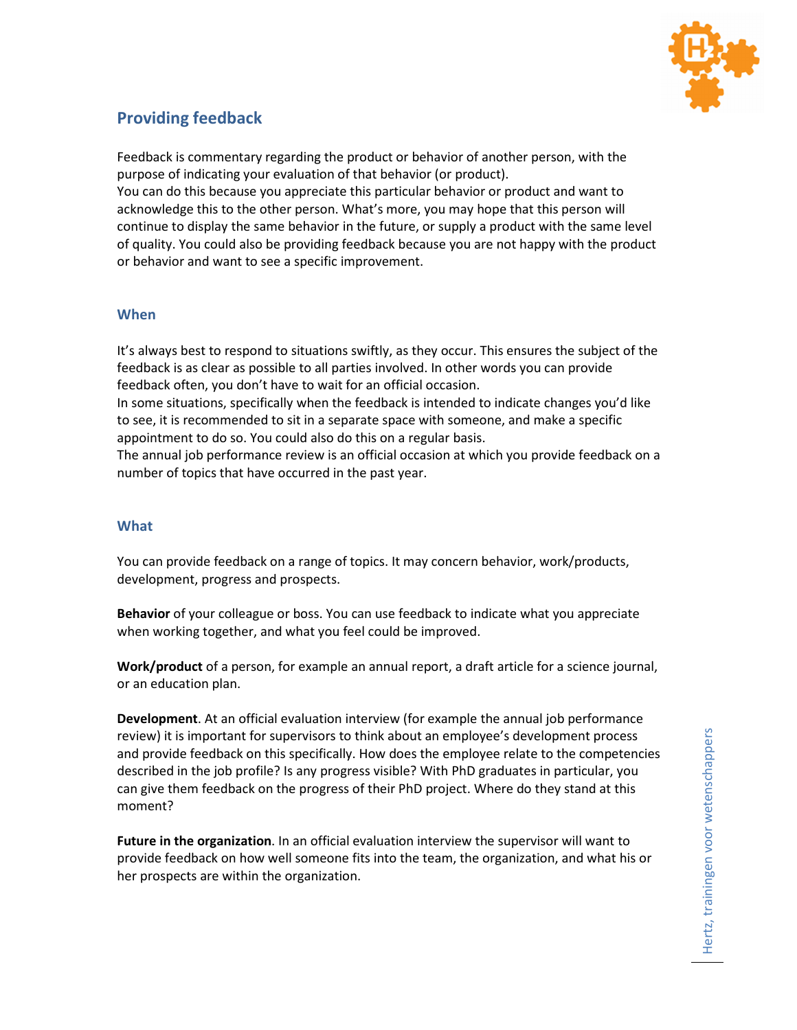# Providing feedback

Feedback is commentary regarding the product or behavior of another person, with the purpose of indicating your evaluation of that behavior (or product).
You can do this because you appreciate this particular behavior or product and want to acknowledge this to the other person. What's more, you may hope that this person will continue to display the same behavior in the future, or supply a product with the same level of quality. You could also be providing feedback because you are not happy with the product or behavior and want to see a specific improvement.

## When

It's always best to respond to situations swiftly, as they occur. This ensures the subject of the feedback is as clear as possible to all parties involved. In other words you can provide feedback often, you don't have to wait for an official occasion.
In some situations, specifically when the feedback is intended to indicate changes you'd like to see, it is recommended to sit in a separate space with someone, and make a specific appointment to do so. You could also do this on a regular basis.
The annual job performance review is an official occasion at which you provide feedback on a number of topics that have occurred in the past year.

## What

You can provide feedback on a range of topics. It may concern behavior, work/products, development, progress and prospects.

**Behavior** of your colleague or boss. You can use feedback to indicate what you appreciate when working together, and what you feel could be improved.

**Work/product** of a person, for example an annual report, a draft article for a science journal, or an education plan.

**Development**. At an official evaluation interview (for example the annual job performance review) it is important for supervisors to think about an employee's development process and provide feedback on this specifically. How does the employee relate to the competencies described in the job profile? Is any progress visible? With PhD graduates in particular, you can give them feedback on the progress of their PhD project. Where do they stand at this moment?

**Future in the organization**. In an official evaluation interview the supervisor will want to provide feedback on how well someone fits into the team, the organization, and what his or her prospects are within the organization.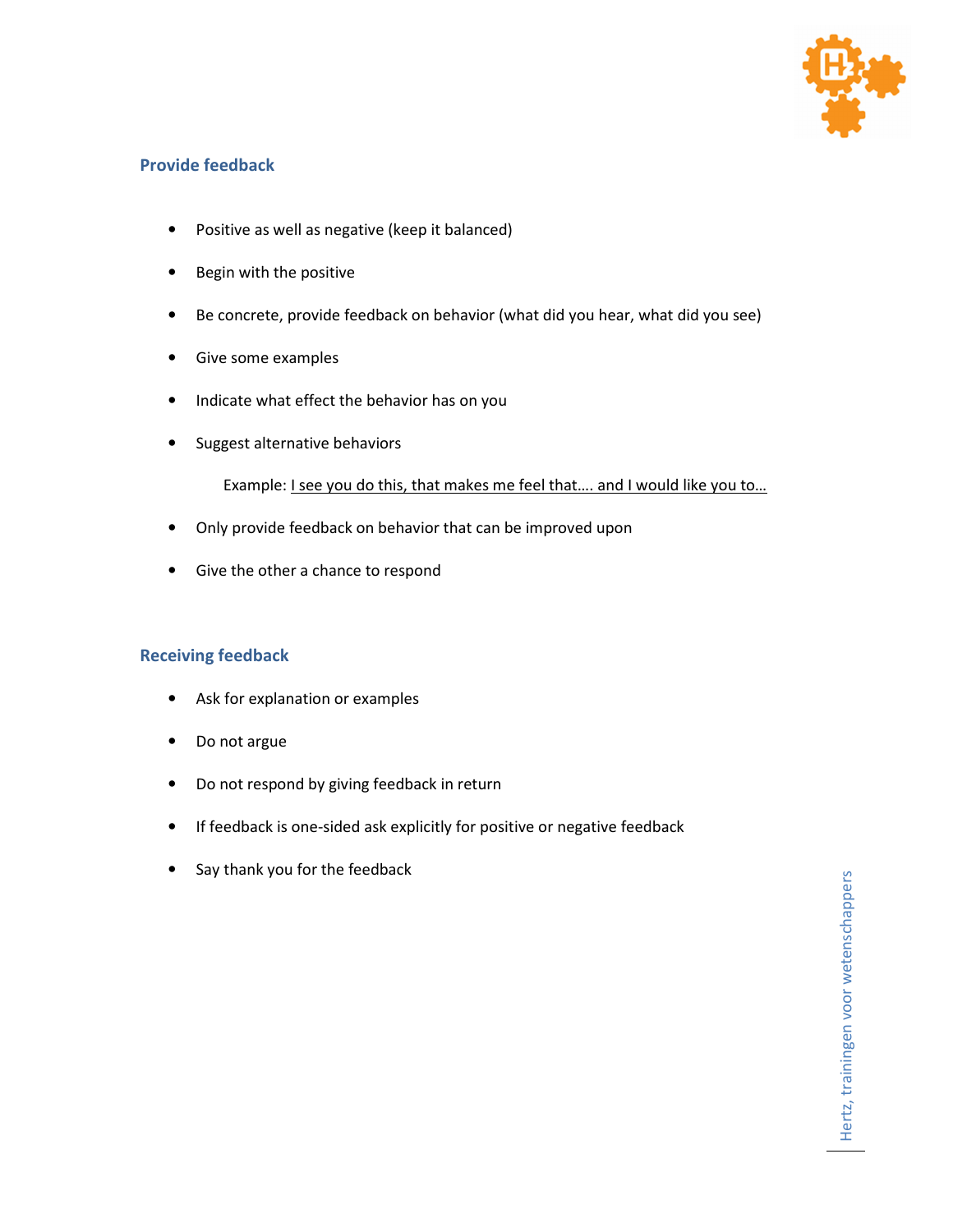## Provide feedback

- Positive as well as negative (keep it balanced)
- Begin with the positive
- Be concrete, provide feedback on behavior (what did you hear, what did you see)
- Give some examples
- Indicate what effect the behavior has on you
- Suggest alternative behaviors

    Example: I see you do this, that makes me feel that…. and I would like you to…

- Only provide feedback on behavior that can be improved upon
- Give the other a chance to respond

## Receiving feedback

- Ask for explanation or examples
- Do not argue
- Do not respond by giving feedback in return
- If feedback is one-sided ask explicitly for positive or negative feedback
- Say thank you for the feedback